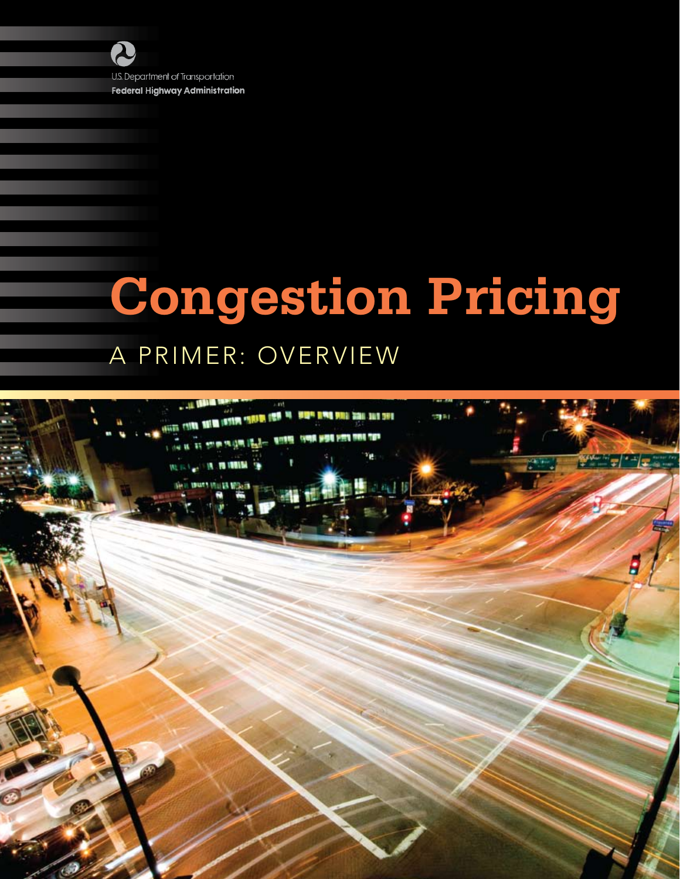U.S. Department of Transportation

**Federal Highway Administration**

# Congestion Pricing

## A PRIMER: OVERVIEW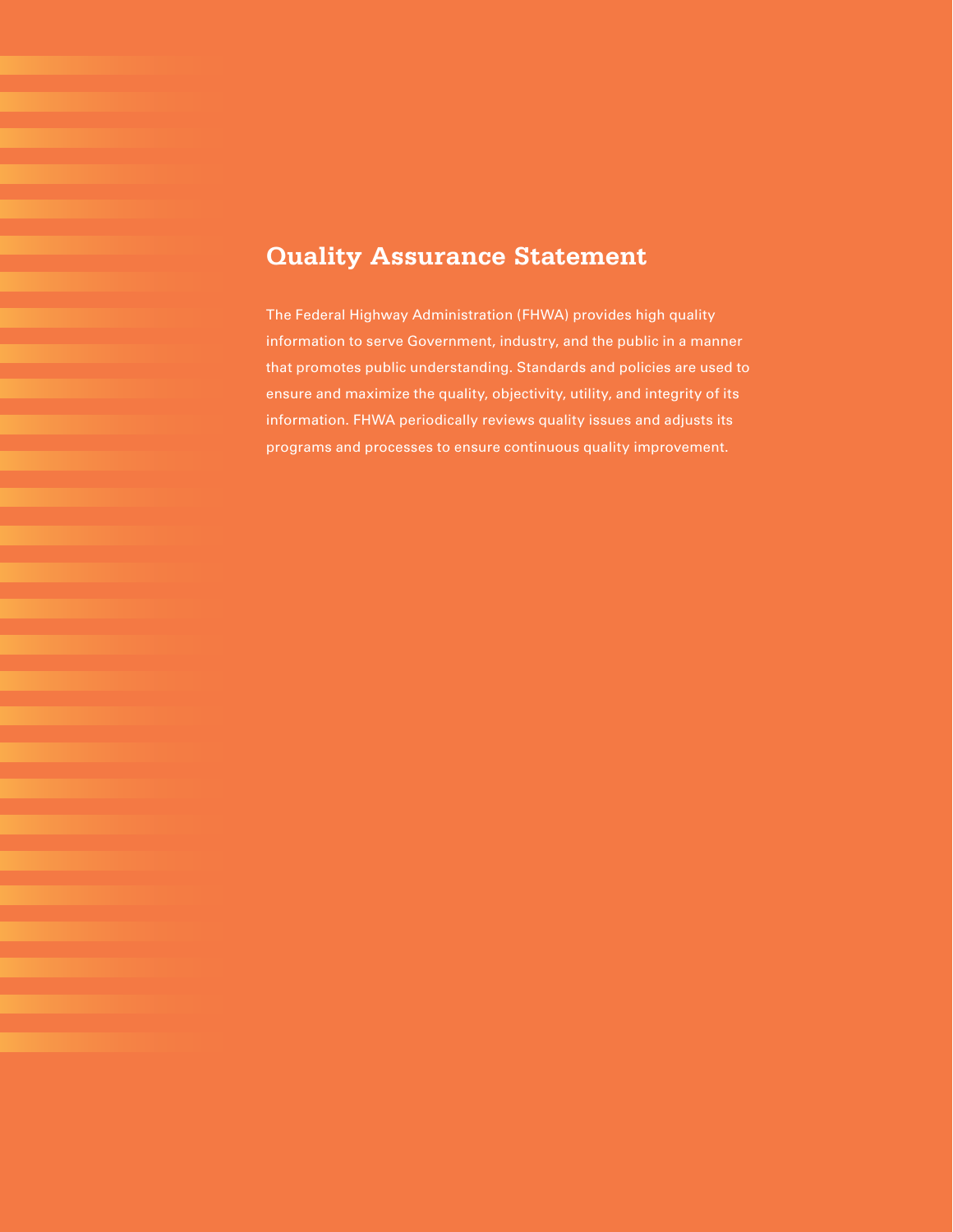## Quality Assurance Statement

The Federal Highway Administration (FHWA) provides high quality information to serve Government, industry, and the public in a manner that promotes public understanding. Standards and policies are used to ensure and maximize the quality, objectivity, utility, and integrity of its information. FHWA periodically reviews quality issues and adjusts its programs and processes to ensure continuous quality improvement.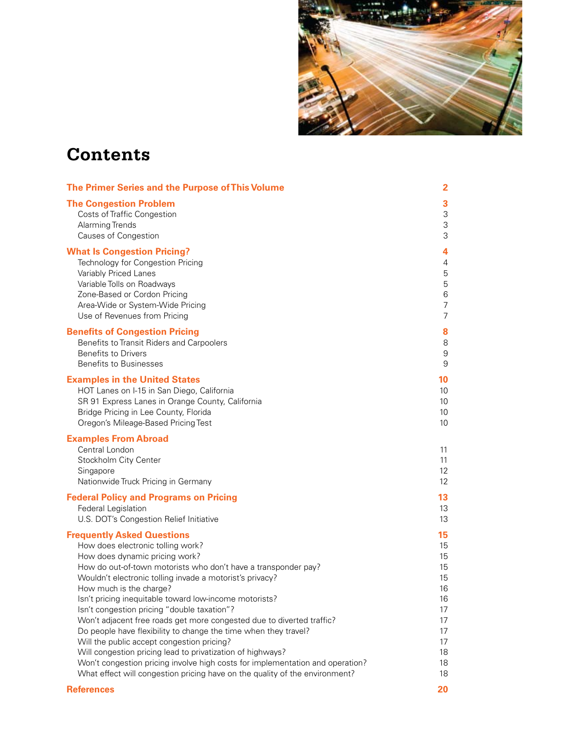# Contents

| | |
|---|---|
| **The Primer Series and the Purpose of This Volume** | **2** |
| **The Congestion Problem** | **3** |
| Costs of Traffic Congestion | 3 |
| Alarming Trends | 3 |
| Causes of Congestion | 3 |
| **What Is Congestion Pricing?** | **4** |
| Technology for Congestion Pricing | 4 |
| Variably Priced Lanes | 5 |
| Variable Tolls on Roadways | 5 |
| Zone-Based or Cordon Pricing | 6 |
| Area-Wide or System-Wide Pricing | 7 |
| Use of Revenues from Pricing | 7 |
| **Benefits of Congestion Pricing** | **8** |
| Benefits to Transit Riders and Carpoolers | 8 |
| Benefits to Drivers | 9 |
| Benefits to Businesses | 9 |
| **Examples in the United States** | **10** |
| HOT Lanes on I-15 in San Diego, California | 10 |
| SR 91 Express Lanes in Orange County, California | 10 |
| Bridge Pricing in Lee County, Florida | 10 |
| Oregon's Mileage-Based Pricing Test | 10 |
| **Examples From Abroad** | |
| Central London | 11 |
| Stockholm City Center | 11 |
| Singapore | 12 |
| Nationwide Truck Pricing in Germany | 12 |
| **Federal Policy and Programs on Pricing** | **13** |
| Federal Legislation | 13 |
| U.S. DOT's Congestion Relief Initiative | 13 |
| **Frequently Asked Questions** | **15** |
| How does electronic tolling work? | 15 |
| How does dynamic pricing work? | 15 |
| How do out-of-town motorists who don't have a transponder pay? | 15 |
| Wouldn't electronic tolling invade a motorist's privacy? | 15 |
| How much is the charge? | 16 |
| Isn't pricing inequitable toward low-income motorists? | 16 |
| Isn't congestion pricing "double taxation"? | 17 |
| Won't adjacent free roads get more congested due to diverted traffic? | 17 |
| Do people have flexibility to change the time when they travel? | 17 |
| Will the public accept congestion pricing? | 17 |
| Will congestion pricing lead to privatization of highways? | 18 |
| Won't congestion pricing involve high costs for implementation and operation? | 18 |
| What effect will congestion pricing have on the quality of the environment? | 18 |
| **References** | **20** |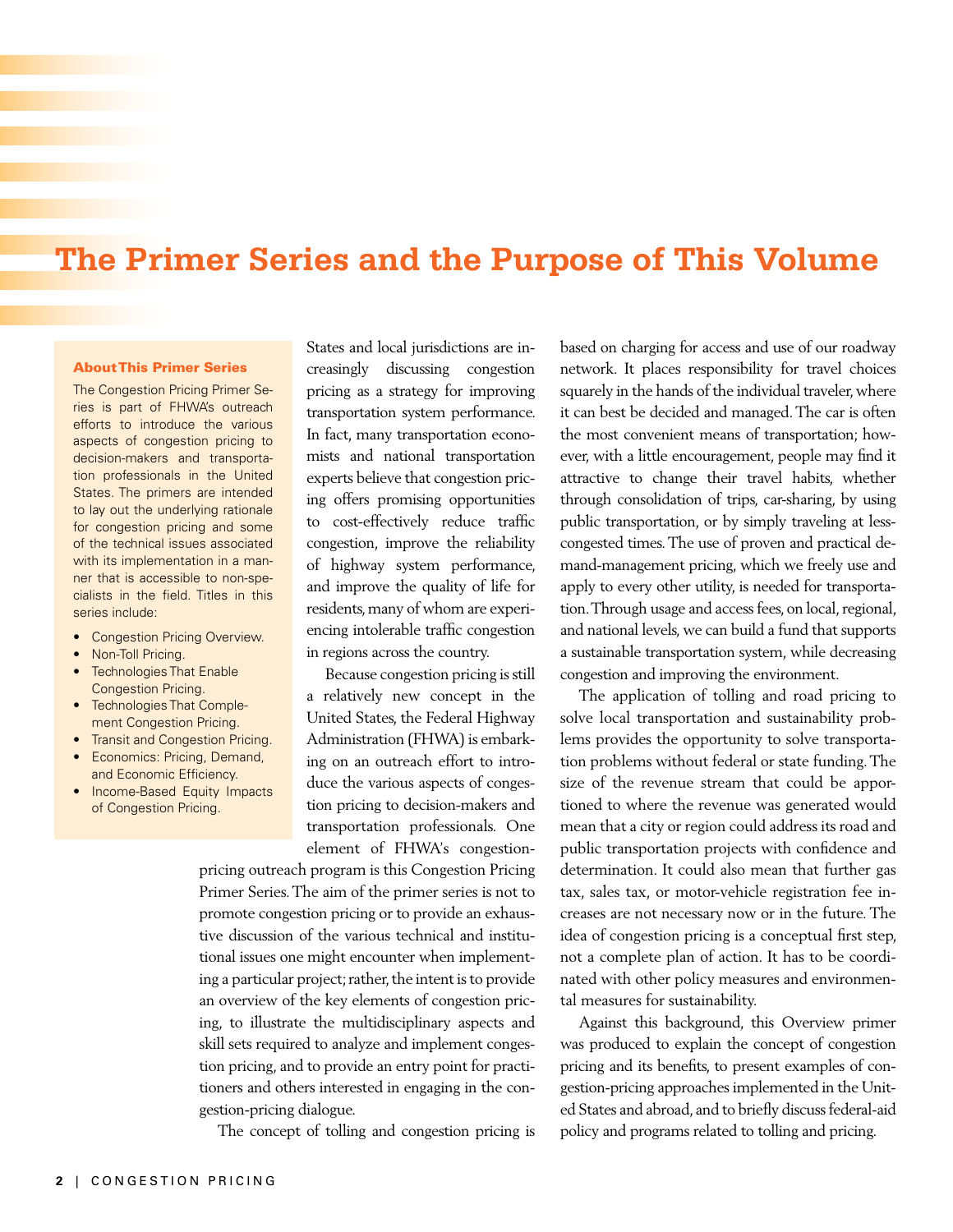# The Primer Series and the Purpose of This Volume

**About This Primer Series**

The Congestion Pricing Primer Series is part of FHWA's outreach efforts to introduce the various aspects of congestion pricing to decision-makers and transportation professionals in the United States. The primers are intended to lay out the underlying rationale for congestion pricing and some of the technical issues associated with its implementation in a manner that is accessible to non-specialists in the field. Titles in this series include:

- Congestion Pricing Overview.
- Non-Toll Pricing.
- Technologies That Enable Congestion Pricing.
- Technologies That Complement Congestion Pricing.
- Transit and Congestion Pricing.
- Economics: Pricing, Demand, and Economic Efficiency.
- Income-Based Equity Impacts of Congestion Pricing.

States and local jurisdictions are increasingly discussing congestion pricing as a strategy for improving transportation system performance. In fact, many transportation economists and national transportation experts believe that congestion pricing offers promising opportunities to cost-effectively reduce traffic congestion, improve the reliability of highway system performance, and improve the quality of life for residents, many of whom are experiencing intolerable traffic congestion in regions across the country.

Because congestion pricing is still a relatively new concept in the United States, the Federal Highway Administration (FHWA) is embarking on an outreach effort to introduce the various aspects of congestion pricing to decision-makers and transportation professionals. One element of FHWA's congestion-pricing outreach program is this Congestion Pricing Primer Series. The aim of the primer series is not to promote congestion pricing or to provide an exhaustive discussion of the various technical and institutional issues one might encounter when implementing a particular project; rather, the intent is to provide an overview of the key elements of congestion pricing, to illustrate the multidisciplinary aspects and skill sets required to analyze and implement congestion pricing, and to provide an entry point for practitioners and others interested in engaging in the congestion-pricing dialogue.

The concept of tolling and congestion pricing is based on charging for access and use of our roadway network. It places responsibility for travel choices squarely in the hands of the individual traveler, where it can best be decided and managed. The car is often the most convenient means of transportation; however, with a little encouragement, people may find it attractive to change their travel habits, whether through consolidation of trips, car-sharing, by using public transportation, or by simply traveling at less-congested times. The use of proven and practical demand-management pricing, which we freely use and apply to every other utility, is needed for transportation. Through usage and access fees, on local, regional, and national levels, we can build a fund that supports a sustainable transportation system, while decreasing congestion and improving the environment.

The application of tolling and road pricing to solve local transportation and sustainability problems provides the opportunity to solve transportation problems without federal or state funding. The size of the revenue stream that could be apportioned to where the revenue was generated would mean that a city or region could address its road and public transportation projects with confidence and determination. It could also mean that further gas tax, sales tax, or motor-vehicle registration fee increases are not necessary now or in the future. The idea of congestion pricing is a conceptual first step, not a complete plan of action. It has to be coordinated with other policy measures and environmental measures for sustainability.

Against this background, this Overview primer was produced to explain the concept of congestion pricing and its benefits, to present examples of congestion-pricing approaches implemented in the United States and abroad, and to briefly discuss federal-aid policy and programs related to tolling and pricing.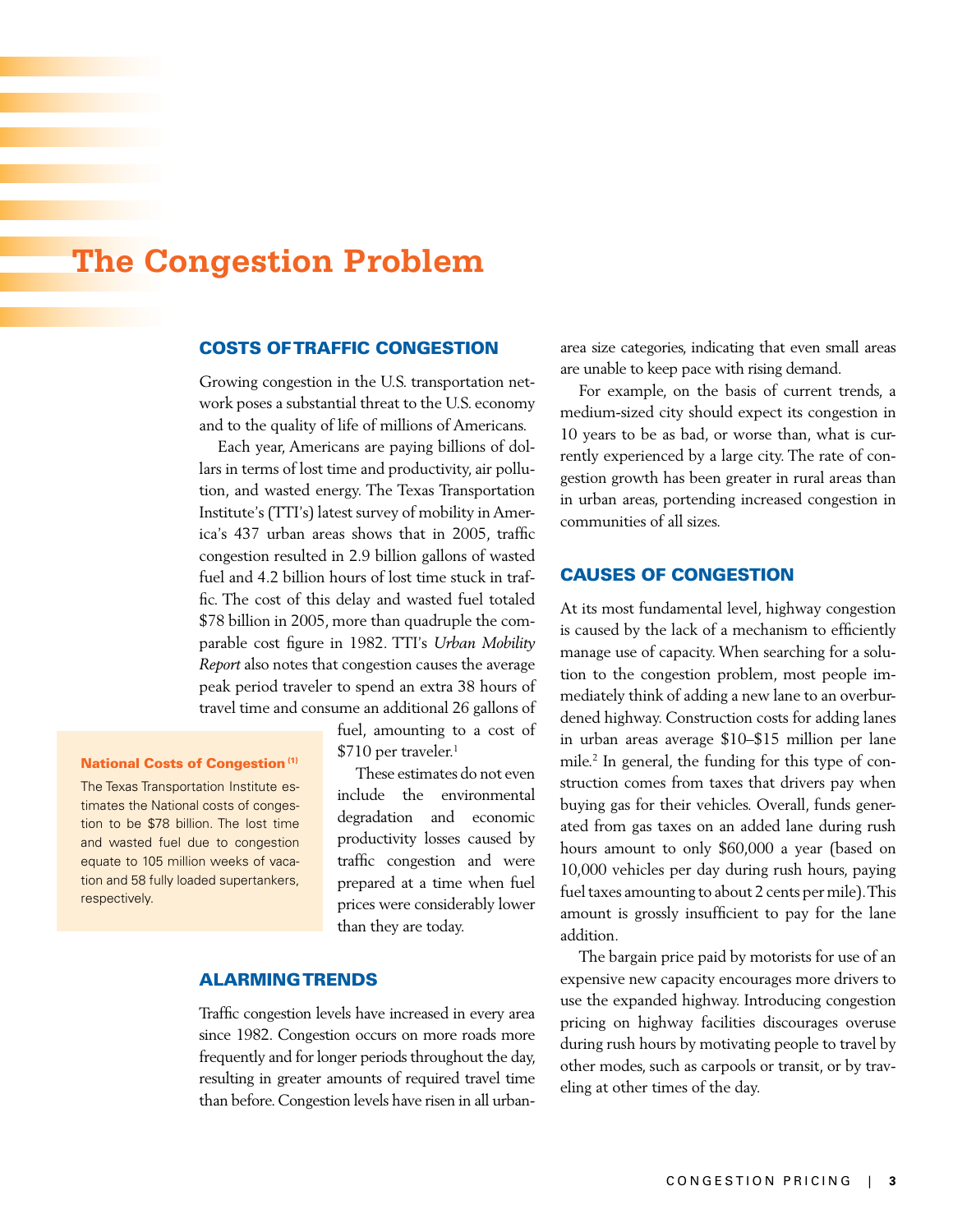# The Congestion Problem

## COSTS OF TRAFFIC CONGESTION

Growing congestion in the U.S. transportation network poses a substantial threat to the U.S. economy and to the quality of life of millions of Americans.

Each year, Americans are paying billions of dollars in terms of lost time and productivity, air pollution, and wasted energy. The Texas Transportation Institute's (TTI's) latest survey of mobility in America's 437 urban areas shows that in 2005, traffic congestion resulted in 2.9 billion gallons of wasted fuel and 4.2 billion hours of lost time stuck in traffic. The cost of this delay and wasted fuel totaled $78 billion in 2005, more than quadruple the comparable cost figure in 1982. TTI's *Urban Mobility Report* also notes that congestion causes the average peak period traveler to spend an extra 38 hours of travel time and consume an additional 26 gallons of fuel, amounting to a cost of $710 per traveler.[1]

These estimates do not even include the environmental degradation and economic productivity losses caused by traffic congestion and were prepared at a time when fuel prices were considerably lower than they are today.

> **National Costs of Congestion [(1)]**
>
> The Texas Transportation Institute estimates the National costs of congestion to be $78 billion. The lost time and wasted fuel due to congestion equate to 105 million weeks of vacation and 58 fully loaded supertankers, respectively.

## ALARMING TRENDS

Traffic congestion levels have increased in every area since 1982. Congestion occurs on more roads more frequently and for longer periods throughout the day, resulting in greater amounts of required travel time than before. Congestion levels have risen in all urban-area size categories, indicating that even small areas are unable to keep pace with rising demand.

For example, on the basis of current trends, a medium-sized city should expect its congestion in 10 years to be as bad, or worse than, what is currently experienced by a large city. The rate of congestion growth has been greater in rural areas than in urban areas, portending increased congestion in communities of all sizes.

## CAUSES OF CONGESTION

At its most fundamental level, highway congestion is caused by the lack of a mechanism to efficiently manage use of capacity. When searching for a solution to the congestion problem, most people immediately think of adding a new lane to an overburdened highway. Construction costs for adding lanes in urban areas average $10–$15 million per lane mile.[2] In general, the funding for this type of construction comes from taxes that drivers pay when buying gas for their vehicles. Overall, funds generated from gas taxes on an added lane during rush hours amount to only $60,000 a year (based on 10,000 vehicles per day during rush hours, paying fuel taxes amounting to about 2 cents per mile). This amount is grossly insufficient to pay for the lane addition.

The bargain price paid by motorists for use of an expensive new capacity encourages more drivers to use the expanded highway. Introducing congestion pricing on highway facilities discourages overuse during rush hours by motivating people to travel by other modes, such as carpools or transit, or by traveling at other times of the day.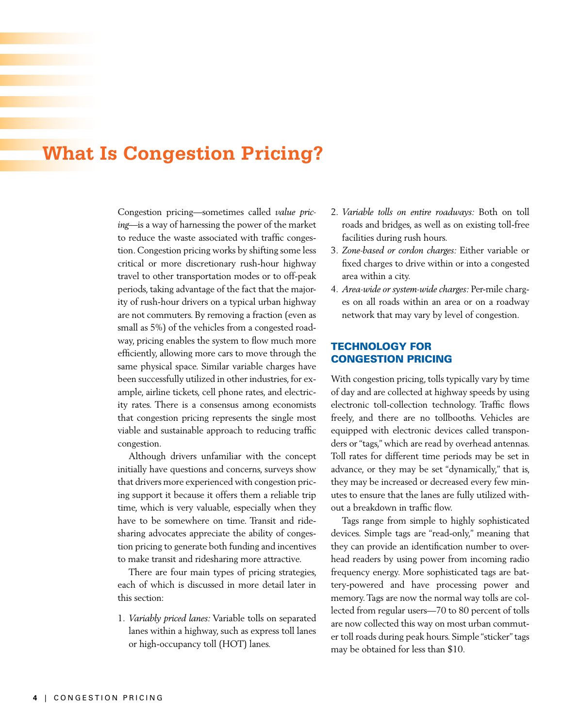# What Is Congestion Pricing?

Congestion pricing—sometimes called *value pricing*—is a way of harnessing the power of the market to reduce the waste associated with traffic congestion. Congestion pricing works by shifting some less critical or more discretionary rush-hour highway travel to other transportation modes or to off-peak periods, taking advantage of the fact that the majority of rush-hour drivers on a typical urban highway are not commuters. By removing a fraction (even as small as 5%) of the vehicles from a congested roadway, pricing enables the system to flow much more efficiently, allowing more cars to move through the same physical space. Similar variable charges have been successfully utilized in other industries, for example, airline tickets, cell phone rates, and electricity rates. There is a consensus among economists that congestion pricing represents the single most viable and sustainable approach to reducing traffic congestion.

Although drivers unfamiliar with the concept initially have questions and concerns, surveys show that drivers more experienced with congestion pricing support it because it offers them a reliable trip time, which is very valuable, especially when they have to be somewhere on time. Transit and ridesharing advocates appreciate the ability of congestion pricing to generate both funding and incentives to make transit and ridesharing more attractive.

There are four main types of pricing strategies, each of which is discussed in more detail later in this section:

1. *Variably priced lanes:* Variable tolls on separated lanes within a highway, such as express toll lanes or high-occupancy toll (HOT) lanes.
2. *Variable tolls on entire roadways:* Both on toll roads and bridges, as well as on existing toll-free facilities during rush hours.
3. *Zone-based or cordon charges:* Either variable or fixed charges to drive within or into a congested area within a city.
4. *Area-wide or system-wide charges:* Per-mile charges on all roads within an area or on a roadway network that may vary by level of congestion.

## TECHNOLOGY FOR CONGESTION PRICING

With congestion pricing, tolls typically vary by time of day and are collected at highway speeds by using electronic toll-collection technology. Traffic flows freely, and there are no tollbooths. Vehicles are equipped with electronic devices called transponders or "tags," which are read by overhead antennas. Toll rates for different time periods may be set in advance, or they may be set "dynamically," that is, they may be increased or decreased every few minutes to ensure that the lanes are fully utilized without a breakdown in traffic flow.

Tags range from simple to highly sophisticated devices. Simple tags are "read-only," meaning that they can provide an identification number to overhead readers by using power from incoming radio frequency energy. More sophisticated tags are battery-powered and have processing power and memory. Tags are now the normal way tolls are collected from regular users—70 to 80 percent of tolls are now collected this way on most urban commuter toll roads during peak hours. Simple "sticker" tags may be obtained for less than $10.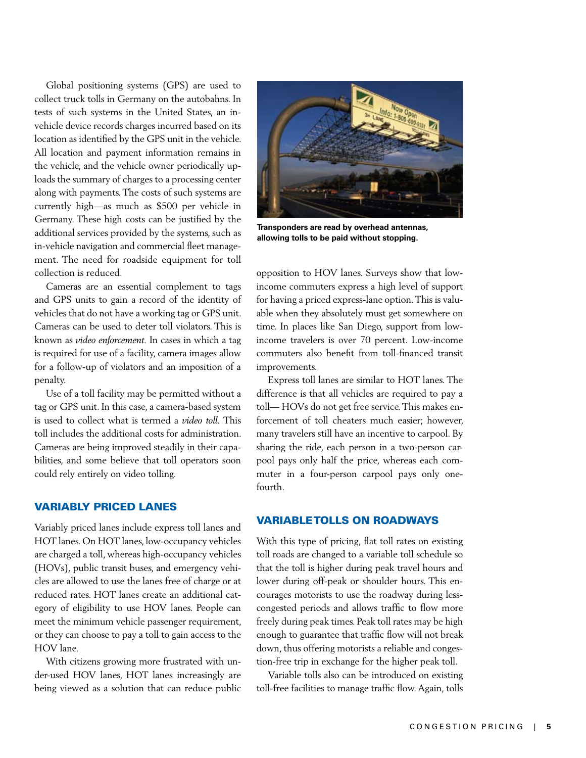Global positioning systems (GPS) are used to collect truck tolls in Germany on the autobahns. In tests of such systems in the United States, an in-vehicle device records charges incurred based on its location as identified by the GPS unit in the vehicle. All location and payment information remains in the vehicle, and the vehicle owner periodically uploads the summary of charges to a processing center along with payments. The costs of such systems are currently high—as much as $500 per vehicle in Germany. These high costs can be justified by the additional services provided by the systems, such as in-vehicle navigation and commercial fleet management. The need for roadside equipment for toll collection is reduced.

Cameras are an essential complement to tags and GPS units to gain a record of the identity of vehicles that do not have a working tag or GPS unit. Cameras can be used to deter toll violators. This is known as *video enforcement*. In cases in which a tag is required for use of a facility, camera images allow for a follow-up of violators and an imposition of a penalty.

Use of a toll facility may be permitted without a tag or GPS unit. In this case, a camera-based system is used to collect what is termed a *video toll*. This toll includes the additional costs for administration. Cameras are being improved steadily in their capabilities, and some believe that toll operators soon could rely entirely on video tolling.

## VARIABLY PRICED LANES

Variably priced lanes include express toll lanes and HOT lanes. On HOT lanes, low-occupancy vehicles are charged a toll, whereas high-occupancy vehicles (HOVs), public transit buses, and emergency vehicles are allowed to use the lanes free of charge or at reduced rates. HOT lanes create an additional category of eligibility to use HOV lanes. People can meet the minimum vehicle passenger requirement, or they can choose to pay a toll to gain access to the HOV lane.

With citizens growing more frustrated with under-used HOV lanes, HOT lanes increasingly are being viewed as a solution that can reduce public opposition to HOV lanes. Surveys show that low-income commuters express a high level of support for having a priced express-lane option. This is valuable when they absolutely must get somewhere on time. In places like San Diego, support from low-income travelers is over 70 percent. Low-income commuters also benefit from toll-financed transit improvements.

**Transponders are read by overhead antennas, allowing tolls to be paid without stopping.**

Express toll lanes are similar to HOT lanes. The difference is that all vehicles are required to pay a toll— HOVs do not get free service. This makes enforcement of toll cheaters much easier; however, many travelers still have an incentive to carpool. By sharing the ride, each person in a two-person carpool pays only half the price, whereas each commuter in a four-person carpool pays only one-fourth.

## VARIABLE TOLLS ON ROADWAYS

With this type of pricing, flat toll rates on existing toll roads are changed to a variable toll schedule so that the toll is higher during peak travel hours and lower during off-peak or shoulder hours. This encourages motorists to use the roadway during less-congested periods and allows traffic to flow more freely during peak times. Peak toll rates may be high enough to guarantee that traffic flow will not break down, thus offering motorists a reliable and congestion-free trip in exchange for the higher peak toll.

Variable tolls also can be introduced on existing toll-free facilities to manage traffic flow. Again, tolls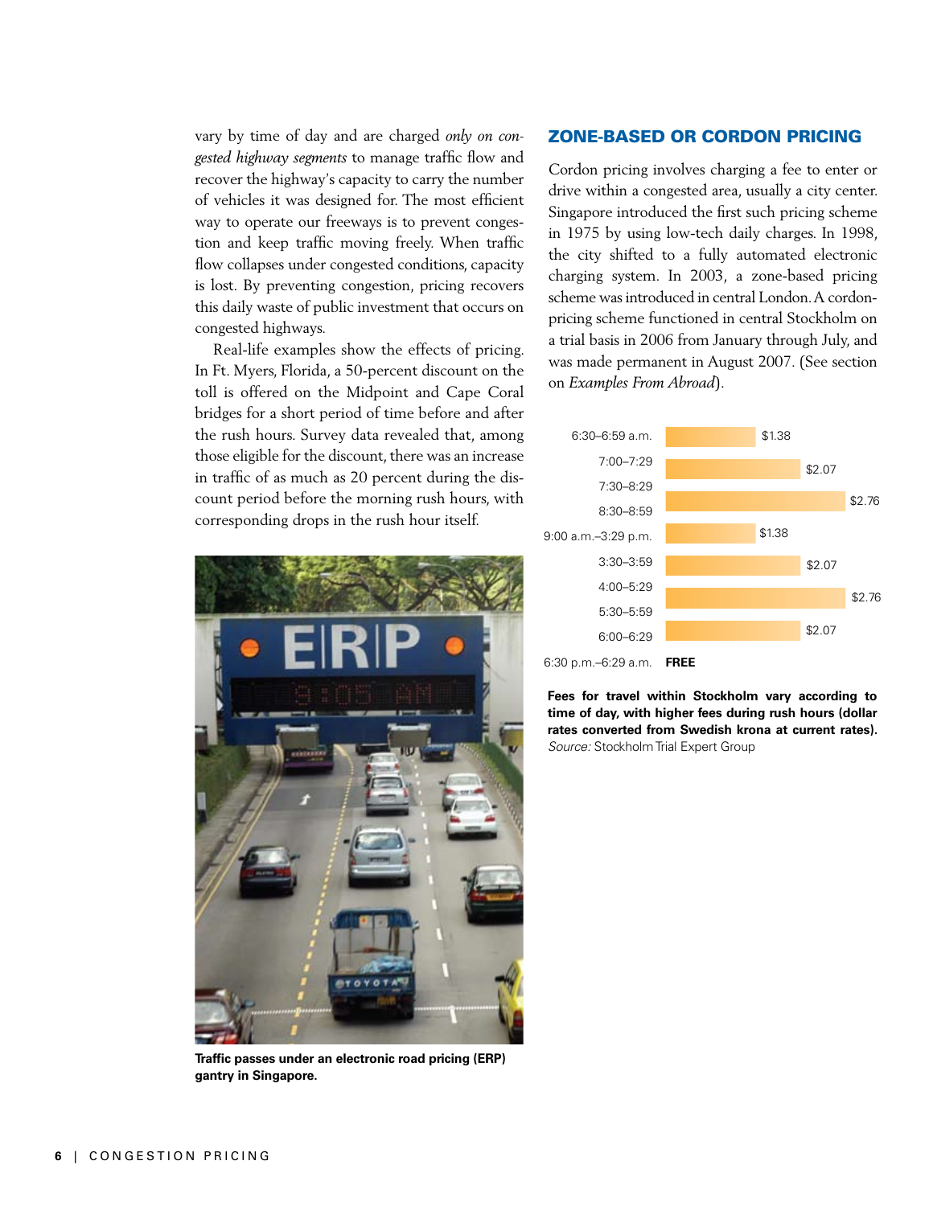vary by time of day and are charged *only on congested highway segments* to manage traffic flow and recover the highway's capacity to carry the number of vehicles it was designed for. The most efficient way to operate our freeways is to prevent congestion and keep traffic moving freely. When traffic flow collapses under congested conditions, capacity is lost. By preventing congestion, pricing recovers this daily waste of public investment that occurs on congested highways.

Real-life examples show the effects of pricing. In Ft. Myers, Florida, a 50-percent discount on the toll is offered on the Midpoint and Cape Coral bridges for a short period of time before and after the rush hours. Survey data revealed that, among those eligible for the discount, there was an increase in traffic of as much as 20 percent during the discount period before the morning rush hours, with corresponding drops in the rush hour itself.

**Traffic passes under an electronic road pricing (ERP) gantry in Singapore.**

## ZONE-BASED OR CORDON PRICING

Cordon pricing involves charging a fee to enter or drive within a congested area, usually a city center. Singapore introduced the first such pricing scheme in 1975 by using low-tech daily charges. In 1998, the city shifted to a fully automated electronic charging system. In 2003, a zone-based pricing scheme was introduced in central London. A cordon-pricing scheme functioned in central Stockholm on a trial basis in 2006 from January through July, and was made permanent in August 2007. (See section on *Examples From Abroad*).

6:30–6:59 a.m. — $1.38
7:00–7:29 — $2.07
7:30–8:29 — $2.76
8:30–8:59
9:00 a.m.–3:29 p.m. — $1.38
3:30–3:59 — $2.07
4:00–5:29 — $2.76
5:30–5:59
6:00–6:29 — $2.07
6:30 p.m.–6:29 a.m. — **FREE**

**Fees for travel within Stockholm vary according to time of day, with higher fees during rush hours (dollar rates converted from Swedish krona at current rates).** *Source:* Stockholm Trial Expert Group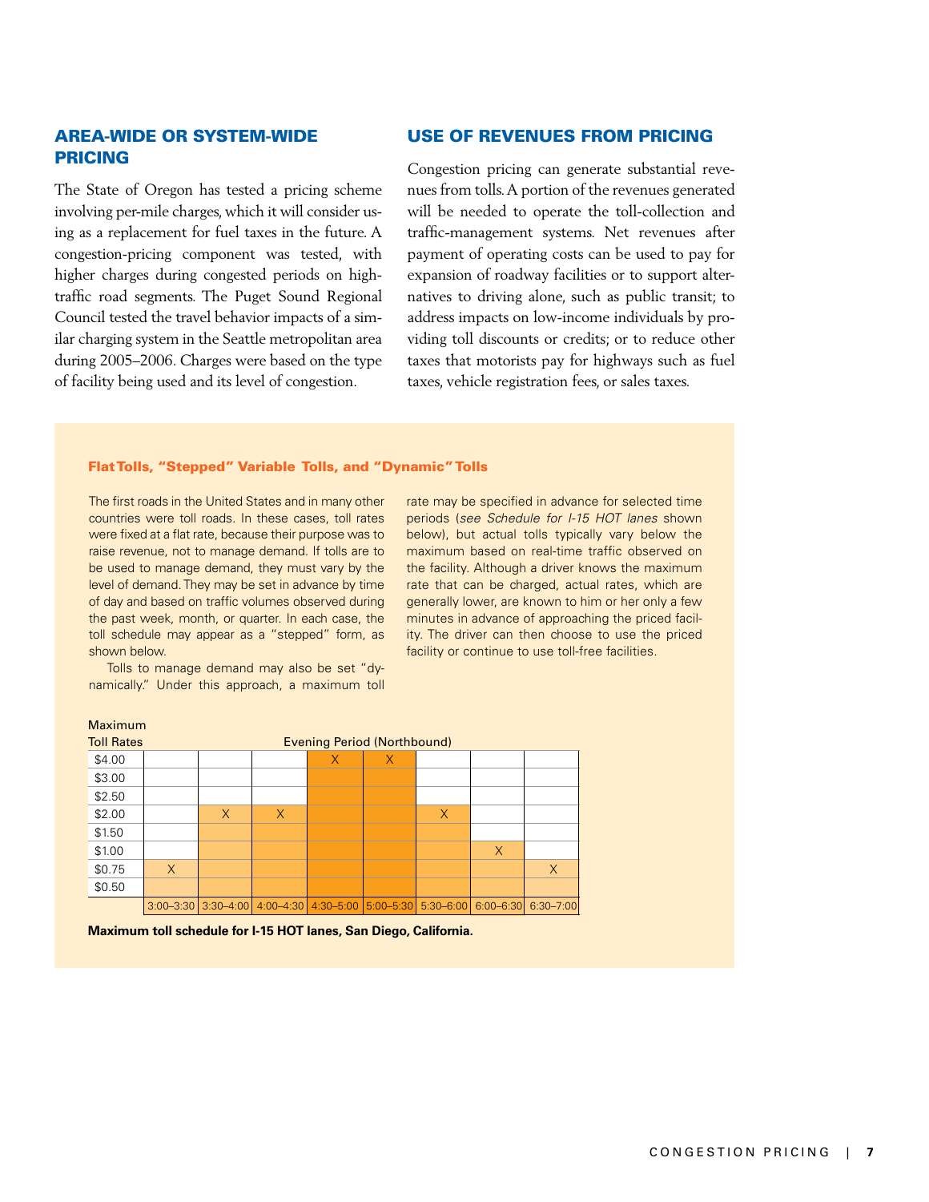## AREA-WIDE OR SYSTEM-WIDE PRICING

The State of Oregon has tested a pricing scheme involving per-mile charges, which it will consider using as a replacement for fuel taxes in the future. A congestion-pricing component was tested, with higher charges during congested periods on high-traffic road segments. The Puget Sound Regional Council tested the travel behavior impacts of a similar charging system in the Seattle metropolitan area during 2005–2006. Charges were based on the type of facility being used and its level of congestion.

## USE OF REVENUES FROM PRICING

Congestion pricing can generate substantial revenues from tolls. A portion of the revenues generated will be needed to operate the toll-collection and traffic-management systems. Net revenues after payment of operating costs can be used to pay for expansion of roadway facilities or to support alternatives to driving alone, such as public transit; to address impacts on low-income individuals by providing toll discounts or credits; or to reduce other taxes that motorists pay for highways such as fuel taxes, vehicle registration fees, or sales taxes.

### Flat Tolls, "Stepped" Variable Tolls, and "Dynamic" Tolls

The first roads in the United States and in many other countries were toll roads. In these cases, toll rates were fixed at a flat rate, because their purpose was to raise revenue, not to manage demand. If tolls are to be used to manage demand, they must vary by the level of demand. They may be set in advance by time of day and based on traffic volumes observed during the past week, month, or quarter. In each case, the toll schedule may appear as a "stepped" form, as shown below.

Tolls to manage demand may also be set "dynamically." Under this approach, a maximum toll rate may be specified in advance for selected time periods (*see Schedule for I-15 HOT lanes* shown below), but actual tolls typically vary below the maximum based on real-time traffic observed on the facility. Although a driver knows the maximum rate that can be charged, actual rates, which are generally lower, are known to him or her only a few minutes in advance of approaching the priced facility. The driver can then choose to use the priced facility or continue to use toll-free facilities.

| Maximum Toll Rates | Evening Period (Northbound) | | | | | | | |
|---|---|---|---|---|---|---|---|---|
| | 3:00–3:30 | 3:30–4:00 | 4:00–4:30 | 4:30–5:00 | 5:00–5:30 | 5:30–6:00 | 6:00–6:30 | 6:30–7:00 |
| $4.00 | | | | X | X | | | |
| $3.00 | | | | | | | | |
| $2.50 | | | | | | | | |
| $2.00 | | X | X | | | X | | |
| $1.50 | | | | | | | | |
| $1.00 | | | | | | | X | |
| $0.75 | X | | | | | | | X |
| $0.50 | | | | | | | | |

**Maximum toll schedule for I-15 HOT lanes, San Diego, California.**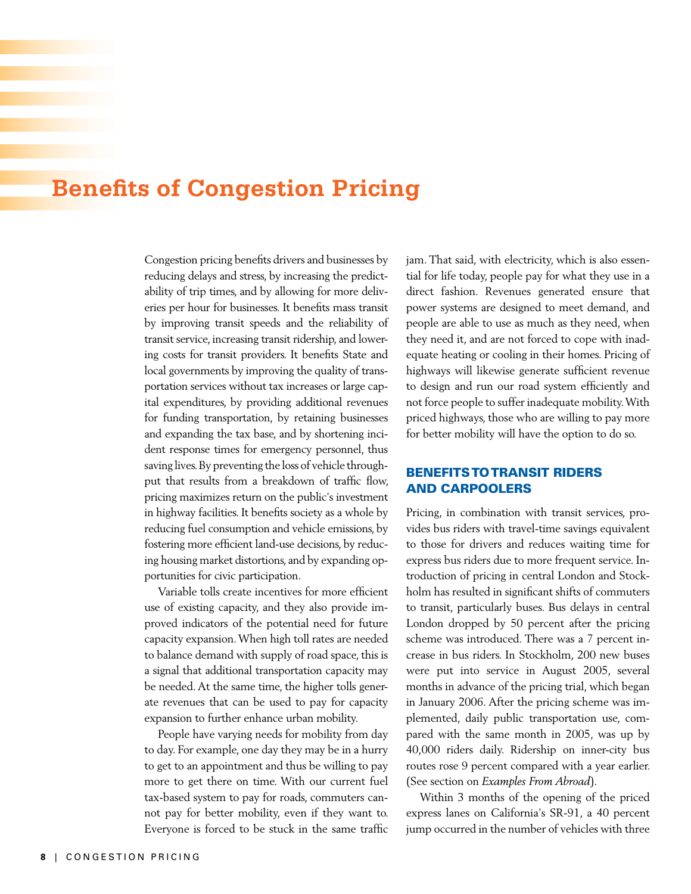# Benefits of Congestion Pricing

Congestion pricing benefits drivers and businesses by reducing delays and stress, by increasing the predictability of trip times, and by allowing for more deliveries per hour for businesses. It benefits mass transit by improving transit speeds and the reliability of transit service, increasing transit ridership, and lowering costs for transit providers. It benefits State and local governments by improving the quality of transportation services without tax increases or large capital expenditures, by providing additional revenues for funding transportation, by retaining businesses and expanding the tax base, and by shortening incident response times for emergency personnel, thus saving lives. By preventing the loss of vehicle throughput that results from a breakdown of traffic flow, pricing maximizes return on the public's investment in highway facilities. It benefits society as a whole by reducing fuel consumption and vehicle emissions, by fostering more efficient land-use decisions, by reducing housing market distortions, and by expanding opportunities for civic participation.

Variable tolls create incentives for more efficient use of existing capacity, and they also provide improved indicators of the potential need for future capacity expansion. When high toll rates are needed to balance demand with supply of road space, this is a signal that additional transportation capacity may be needed. At the same time, the higher tolls generate revenues that can be used to pay for capacity expansion to further enhance urban mobility.

People have varying needs for mobility from day to day. For example, one day they may be in a hurry to get to an appointment and thus be willing to pay more to get there on time. With our current fuel tax-based system to pay for roads, commuters cannot pay for better mobility, even if they want to. Everyone is forced to be stuck in the same traffic jam. That said, with electricity, which is also essential for life today, people pay for what they use in a direct fashion. Revenues generated ensure that power systems are designed to meet demand, and people are able to use as much as they need, when they need it, and are not forced to cope with inadequate heating or cooling in their homes. Pricing of highways will likewise generate sufficient revenue to design and run our road system efficiently and not force people to suffer inadequate mobility. With priced highways, those who are willing to pay more for better mobility will have the option to do so.

## BENEFITS TO TRANSIT RIDERS AND CARPOOLERS

Pricing, in combination with transit services, provides bus riders with travel-time savings equivalent to those for drivers and reduces waiting time for express bus riders due to more frequent service. Introduction of pricing in central London and Stockholm has resulted in significant shifts of commuters to transit, particularly buses. Bus delays in central London dropped by 50 percent after the pricing scheme was introduced. There was a 7 percent increase in bus riders. In Stockholm, 200 new buses were put into service in August 2005, several months in advance of the pricing trial, which began in January 2006. After the pricing scheme was implemented, daily public transportation use, compared with the same month in 2005, was up by 40,000 riders daily. Ridership on inner-city bus routes rose 9 percent compared with a year earlier. (See section on *Examples From Abroad*).

Within 3 months of the opening of the priced express lanes on California's SR-91, a 40 percent jump occurred in the number of vehicles with three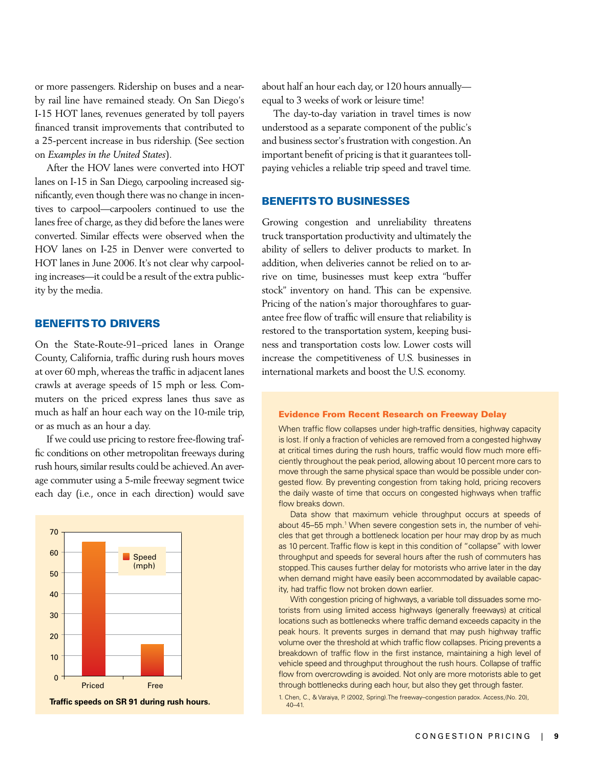or more passengers. Ridership on buses and a nearby rail line have remained steady. On San Diego's I-15 HOT lanes, revenues generated by toll payers financed transit improvements that contributed to a 25-percent increase in bus ridership. (See section on *Examples in the United States*).

After the HOV lanes were converted into HOT lanes on I-15 in San Diego, carpooling increased significantly, even though there was no change in incentives to carpool—carpoolers continued to use the lanes free of charge, as they did before the lanes were converted. Similar effects were observed when the HOV lanes on I-25 in Denver were converted to HOT lanes in June 2006. It's not clear why carpooling increases—it could be a result of the extra publicity by the media.

## BENEFITS TO DRIVERS

On the State-Route-91–priced lanes in Orange County, California, traffic during rush hours moves at over 60 mph, whereas the traffic in adjacent lanes crawls at average speeds of 15 mph or less. Commuters on the priced express lanes thus save as much as half an hour each way on the 10-mile trip, or as much as an hour a day.

If we could use pricing to restore free-flowing traffic conditions on other metropolitan freeways during rush hours, similar results could be achieved. An average commuter using a 5-mile freeway segment twice each day (i.e., once in each direction) would save about half an hour each day, or 120 hours annually—equal to 3 weeks of work or leisure time!

The day-to-day variation in travel times is now understood as a separate component of the public's and business sector's frustration with congestion. An important benefit of pricing is that it guarantees toll-paying vehicles a reliable trip speed and travel time.

| | Speed (mph) |
|---|---|
| Priced | 65 |
| Free | 15 |

**Traffic speeds on SR 91 during rush hours.**

## BENEFITS TO BUSINESSES

Growing congestion and unreliability threatens truck transportation productivity and ultimately the ability of sellers to deliver products to market. In addition, when deliveries cannot be relied on to arrive on time, businesses must keep extra "buffer stock" inventory on hand. This can be expensive. Pricing of the nation's major thoroughfares to guarantee free flow of traffic will ensure that reliability is restored to the transportation system, keeping business and transportation costs low. Lower costs will increase the competitiveness of U.S. businesses in international markets and boost the U.S. economy.

### Evidence From Recent Research on Freeway Delay

When traffic flow collapses under high-traffic densities, highway capacity is lost. If only a fraction of vehicles are removed from a congested highway at critical times during the rush hours, traffic would flow much more efficiently throughout the peak period, allowing about 10 percent more cars to move through the same physical space than would be possible under congested flow. By preventing congestion from taking hold, pricing recovers the daily waste of time that occurs on congested highways when traffic flow breaks down.

Data show that maximum vehicle throughput occurs at speeds of about 45–55 mph.[1] When severe congestion sets in, the number of vehicles that get through a bottleneck location per hour may drop by as much as 10 percent. Traffic flow is kept in this condition of "collapse" with lower throughput and speeds for several hours after the rush of commuters has stopped. This causes further delay for motorists who arrive later in the day when demand might have easily been accommodated by available capacity, had traffic flow not broken down earlier.

With congestion pricing of highways, a variable toll dissuades some motorists from using limited access highways (generally freeways) at critical locations such as bottlenecks where traffic demand exceeds capacity in the peak hours. It prevents surges in demand that may push highway traffic volume over the threshold at which traffic flow collapses. Pricing prevents a breakdown of traffic flow in the first instance, maintaining a high level of vehicle speed and throughput throughout the rush hours. Collapse of traffic flow from overcrowding is avoided. Not only are more motorists able to get through bottlenecks during each hour, but also they get through faster.

1. Chen, C., & Varaiya, P. (2002, Spring). The freeway–congestion paradox. Access, (No. 20), 40–41.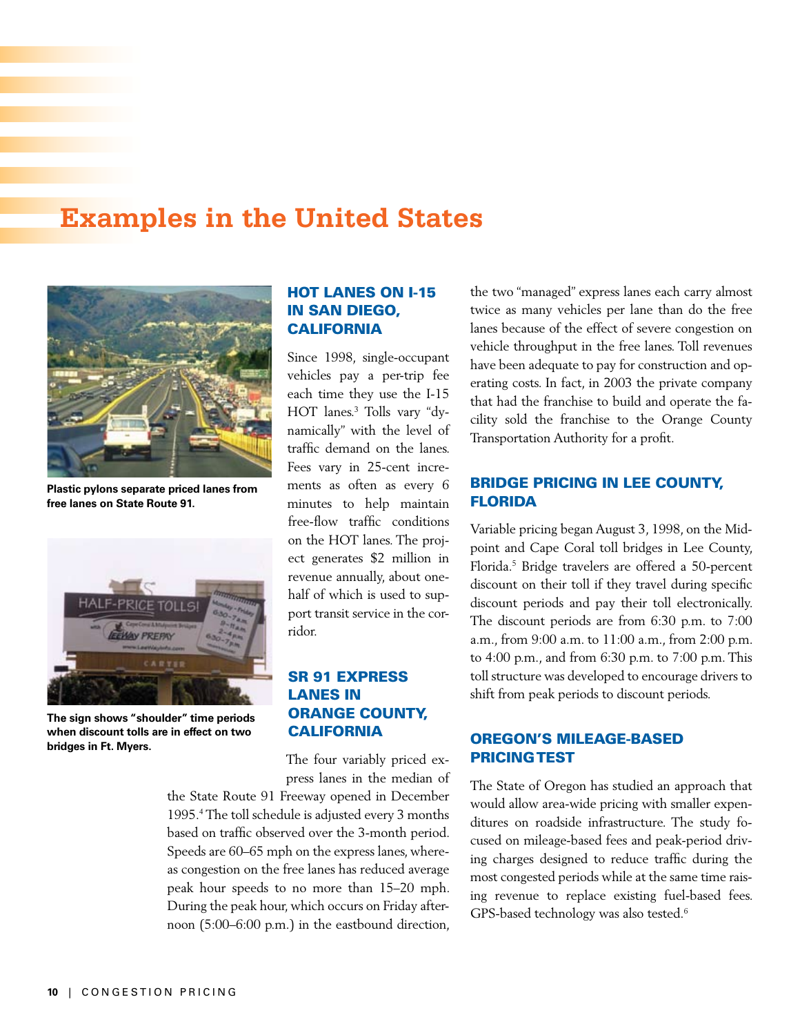# Examples in the United States

Plastic pylons separate priced lanes from free lanes on State Route 91.

The sign shows "shoulder" time periods when discount tolls are in effect on two bridges in Ft. Myers.

## HOT LANES ON I-15 IN SAN DIEGO, CALIFORNIA

Since 1998, single-occupant vehicles pay a per-trip fee each time they use the I-15 HOT lanes.[3] Tolls vary "dynamically" with the level of traffic demand on the lanes. Fees vary in 25-cent increments as often as every 6 minutes to help maintain free-flow traffic conditions on the HOT lanes. The project generates $2 million in revenue annually, about one-half of which is used to support transit service in the corridor.

## SR 91 EXPRESS LANES IN ORANGE COUNTY, CALIFORNIA

The four variably priced express lanes in the median of the State Route 91 Freeway opened in December 1995.[4] The toll schedule is adjusted every 3 months based on traffic observed over the 3-month period. Speeds are 60–65 mph on the express lanes, whereas congestion on the free lanes has reduced average peak hour speeds to no more than 15–20 mph. During the peak hour, which occurs on Friday afternoon (5:00–6:00 p.m.) in the eastbound direction, the two "managed" express lanes each carry almost twice as many vehicles per lane than do the free lanes because of the effect of severe congestion on vehicle throughput in the free lanes. Toll revenues have been adequate to pay for construction and operating costs. In fact, in 2003 the private company that had the franchise to build and operate the facility sold the franchise to the Orange County Transportation Authority for a profit.

## BRIDGE PRICING IN LEE COUNTY, FLORIDA

Variable pricing began August 3, 1998, on the Midpoint and Cape Coral toll bridges in Lee County, Florida.[5] Bridge travelers are offered a 50-percent discount on their toll if they travel during specific discount periods and pay their toll electronically. The discount periods are from 6:30 p.m. to 7:00 a.m., from 9:00 a.m. to 11:00 a.m., from 2:00 p.m. to 4:00 p.m., and from 6:30 p.m. to 7:00 p.m. This toll structure was developed to encourage drivers to shift from peak periods to discount periods.

## OREGON'S MILEAGE-BASED PRICING TEST

The State of Oregon has studied an approach that would allow area-wide pricing with smaller expenditures on roadside infrastructure. The study focused on mileage-based fees and peak-period driving charges designed to reduce traffic during the most congested periods while at the same time raising revenue to replace existing fuel-based fees. GPS-based technology was also tested.[6]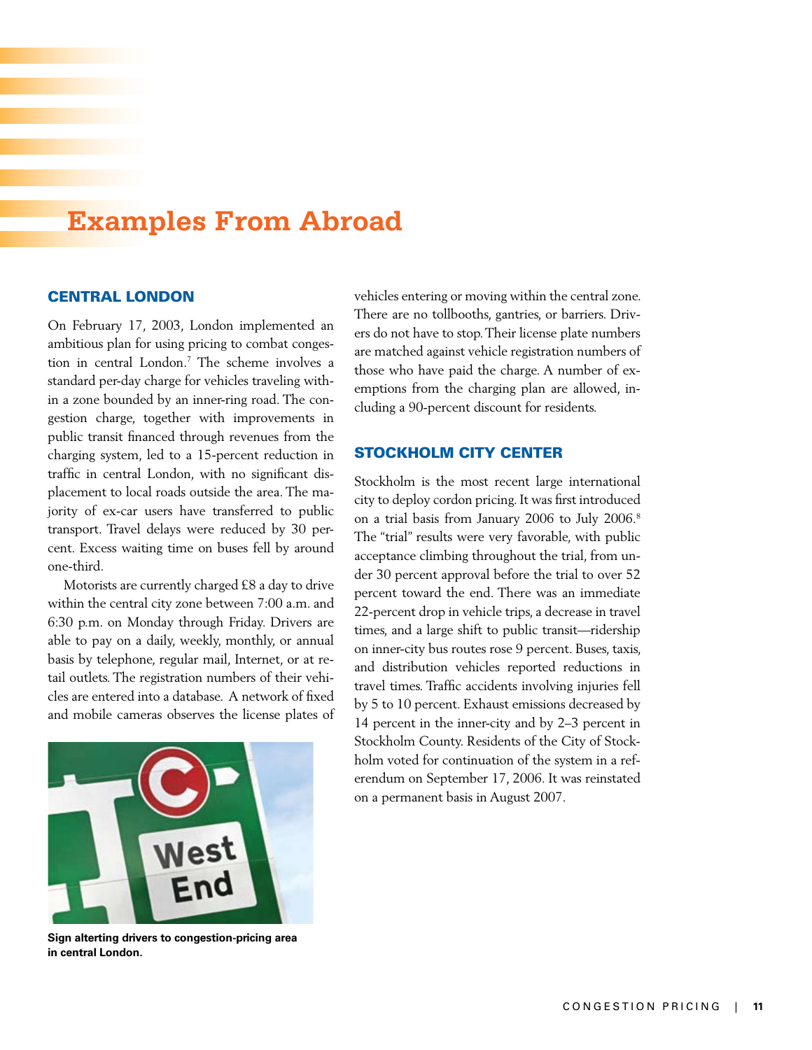# Examples From Abroad

## CENTRAL LONDON

On February 17, 2003, London implemented an ambitious plan for using pricing to combat congestion in central London.[7] The scheme involves a standard per-day charge for vehicles traveling within a zone bounded by an inner-ring road. The congestion charge, together with improvements in public transit financed through revenues from the charging system, led to a 15-percent reduction in traffic in central London, with no significant displacement to local roads outside the area. The majority of ex-car users have transferred to public transport. Travel delays were reduced by 30 percent. Excess waiting time on buses fell by around one-third.

Motorists are currently charged £8 a day to drive within the central city zone between 7:00 a.m. and 6:30 p.m. on Monday through Friday. Drivers are able to pay on a daily, weekly, monthly, or annual basis by telephone, regular mail, Internet, or at retail outlets. The registration numbers of their vehicles are entered into a database. A network of fixed and mobile cameras observes the license plates of vehicles entering or moving within the central zone. There are no tollbooths, gantries, or barriers. Drivers do not have to stop. Their license plate numbers are matched against vehicle registration numbers of those who have paid the charge. A number of exemptions from the charging plan are allowed, including a 90-percent discount for residents.

**Sign alterting drivers to congestion-pricing area in central London.**

## STOCKHOLM CITY CENTER

Stockholm is the most recent large international city to deploy cordon pricing. It was first introduced on a trial basis from January 2006 to July 2006.[8] The "trial" results were very favorable, with public acceptance climbing throughout the trial, from under 30 percent approval before the trial to over 52 percent toward the end. There was an immediate 22-percent drop in vehicle trips, a decrease in travel times, and a large shift to public transit—ridership on inner-city bus routes rose 9 percent. Buses, taxis, and distribution vehicles reported reductions in travel times. Traffic accidents involving injuries fell by 5 to 10 percent. Exhaust emissions decreased by 14 percent in the inner-city and by 2–3 percent in Stockholm County. Residents of the City of Stockholm voted for continuation of the system in a referendum on September 17, 2006. It was reinstated on a permanent basis in August 2007.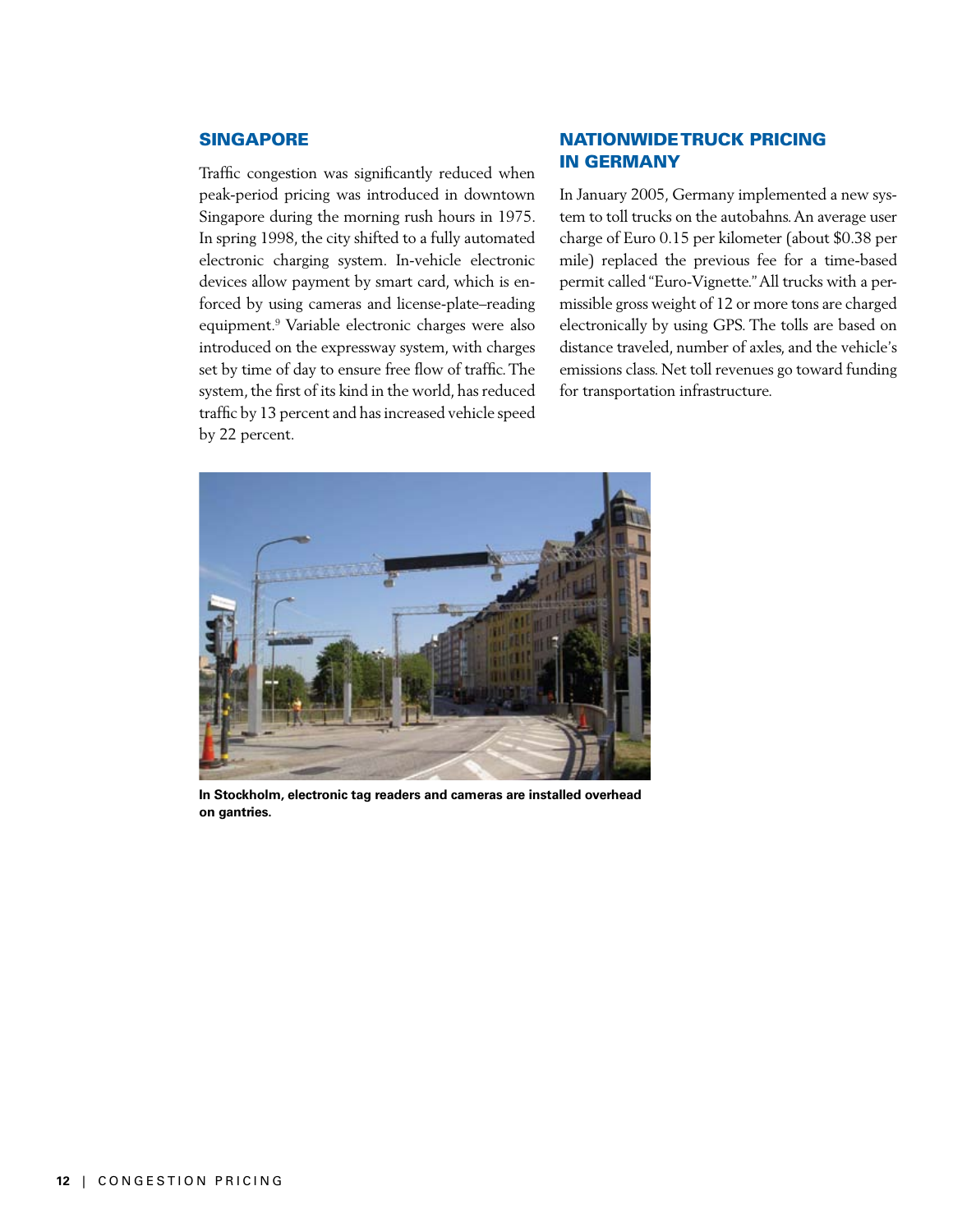## SINGAPORE

Traffic congestion was significantly reduced when peak-period pricing was introduced in downtown Singapore during the morning rush hours in 1975. In spring 1998, the city shifted to a fully automated electronic charging system. In-vehicle electronic devices allow payment by smart card, which is enforced by using cameras and license-plate–reading equipment.[9] Variable electronic charges were also introduced on the expressway system, with charges set by time of day to ensure free flow of traffic. The system, the first of its kind in the world, has reduced traffic by 13 percent and has increased vehicle speed by 22 percent.

## NATIONWIDE TRUCK PRICING IN GERMANY

In January 2005, Germany implemented a new system to toll trucks on the autobahns. An average user charge of Euro 0.15 per kilometer (about $0.38 per mile) replaced the previous fee for a time-based permit called "Euro-Vignette." All trucks with a permissible gross weight of 12 or more tons are charged electronically by using GPS. The tolls are based on distance traveled, number of axles, and the vehicle's emissions class. Net toll revenues go toward funding for transportation infrastructure.

**In Stockholm, electronic tag readers and cameras are installed overhead on gantries.**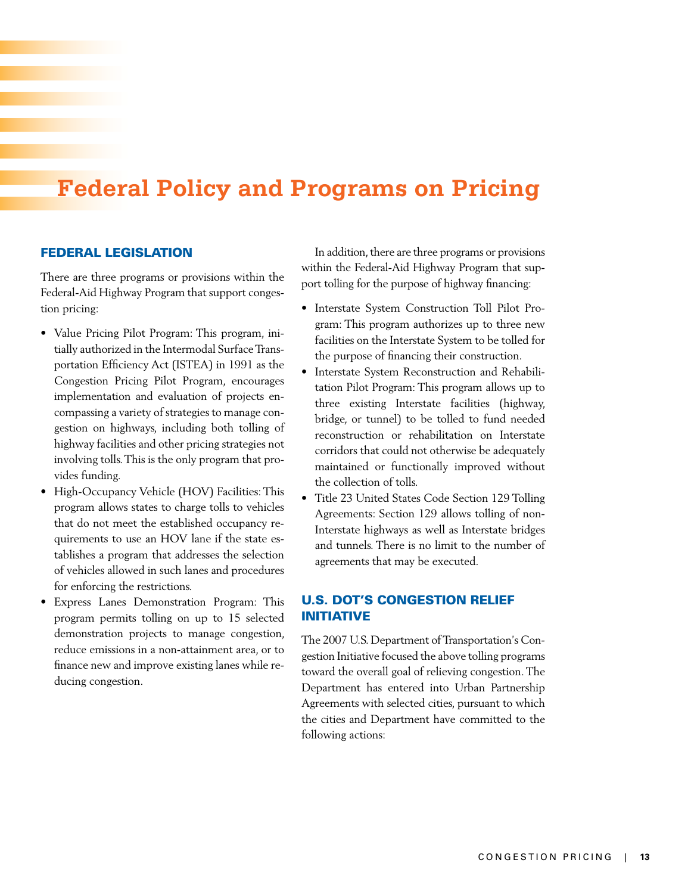# Federal Policy and Programs on Pricing

## FEDERAL LEGISLATION

There are three programs or provisions within the Federal-Aid Highway Program that support congestion pricing:

- Value Pricing Pilot Program: This program, initially authorized in the Intermodal Surface Transportation Efficiency Act (ISTEA) in 1991 as the Congestion Pricing Pilot Program, encourages implementation and evaluation of projects encompassing a variety of strategies to manage congestion on highways, including both tolling of highway facilities and other pricing strategies not involving tolls. This is the only program that provides funding.
- High-Occupancy Vehicle (HOV) Facilities: This program allows states to charge tolls to vehicles that do not meet the established occupancy requirements to use an HOV lane if the state establishes a program that addresses the selection of vehicles allowed in such lanes and procedures for enforcing the restrictions.
- Express Lanes Demonstration Program: This program permits tolling on up to 15 selected demonstration projects to manage congestion, reduce emissions in a non-attainment area, or to finance new and improve existing lanes while reducing congestion.

In addition, there are three programs or provisions within the Federal-Aid Highway Program that support tolling for the purpose of highway financing:

- Interstate System Construction Toll Pilot Program: This program authorizes up to three new facilities on the Interstate System to be tolled for the purpose of financing their construction.
- Interstate System Reconstruction and Rehabilitation Pilot Program: This program allows up to three existing Interstate facilities (highway, bridge, or tunnel) to be tolled to fund needed reconstruction or rehabilitation on Interstate corridors that could not otherwise be adequately maintained or functionally improved without the collection of tolls.
- Title 23 United States Code Section 129 Tolling Agreements: Section 129 allows tolling of non-Interstate highways as well as Interstate bridges and tunnels. There is no limit to the number of agreements that may be executed.

## U.S. DOT'S CONGESTION RELIEF INITIATIVE

The 2007 U.S. Department of Transportation's Congestion Initiative focused the above tolling programs toward the overall goal of relieving congestion. The Department has entered into Urban Partnership Agreements with selected cities, pursuant to which the cities and Department have committed to the following actions: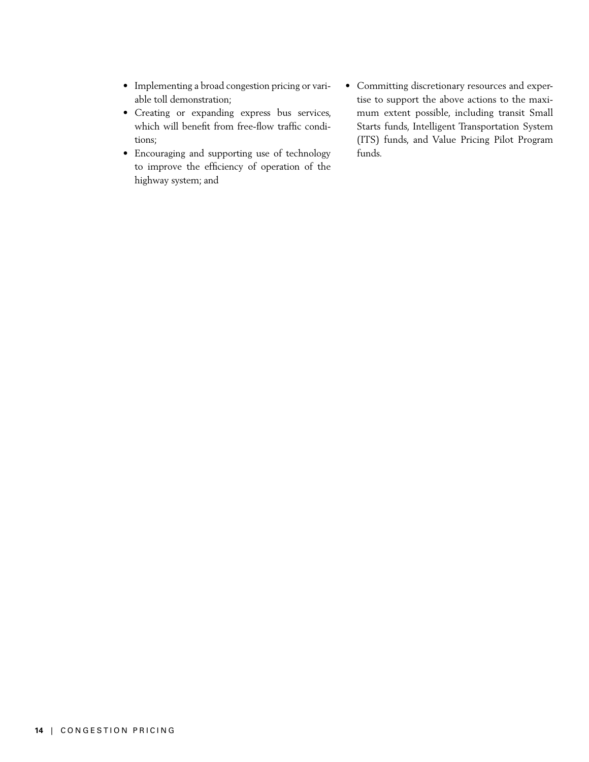- Implementing a broad congestion pricing or variable toll demonstration;
- Creating or expanding express bus services, which will benefit from free-flow traffic conditions;
- Encouraging and supporting use of technology to improve the efficiency of operation of the highway system; and
- Committing discretionary resources and expertise to support the above actions to the maximum extent possible, including transit Small Starts funds, Intelligent Transportation System (ITS) funds, and Value Pricing Pilot Program funds.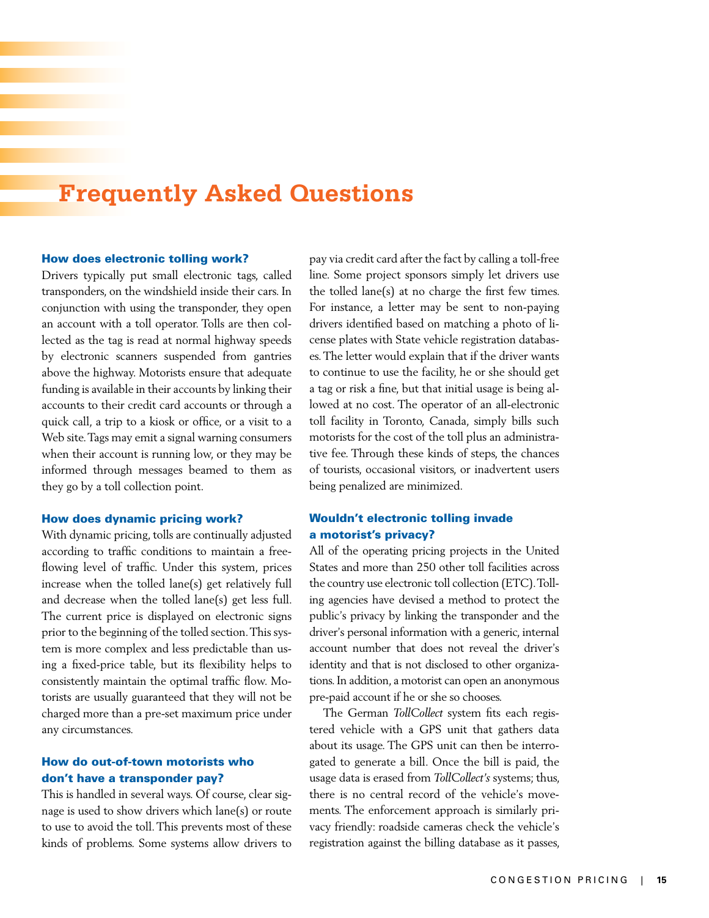# Frequently Asked Questions

### How does electronic tolling work?

Drivers typically put small electronic tags, called transponders, on the windshield inside their cars. In conjunction with using the transponder, they open an account with a toll operator. Tolls are then collected as the tag is read at normal highway speeds by electronic scanners suspended from gantries above the highway. Motorists ensure that adequate funding is available in their accounts by linking their accounts to their credit card accounts or through a quick call, a trip to a kiosk or office, or a visit to a Web site. Tags may emit a signal warning consumers when their account is running low, or they may be informed through messages beamed to them as they go by a toll collection point.

### How does dynamic pricing work?

With dynamic pricing, tolls are continually adjusted according to traffic conditions to maintain a free-flowing level of traffic. Under this system, prices increase when the tolled lane(s) get relatively full and decrease when the tolled lane(s) get less full. The current price is displayed on electronic signs prior to the beginning of the tolled section. This system is more complex and less predictable than using a fixed-price table, but its flexibility helps to consistently maintain the optimal traffic flow. Motorists are usually guaranteed that they will not be charged more than a pre-set maximum price under any circumstances.

### How do out-of-town motorists who don't have a transponder pay?

This is handled in several ways. Of course, clear signage is used to show drivers which lane(s) or route to use to avoid the toll. This prevents most of these kinds of problems. Some systems allow drivers to pay via credit card after the fact by calling a toll-free line. Some project sponsors simply let drivers use the tolled lane(s) at no charge the first few times. For instance, a letter may be sent to non-paying drivers identified based on matching a photo of license plates with State vehicle registration databases. The letter would explain that if the driver wants to continue to use the facility, he or she should get a tag or risk a fine, but that initial usage is being allowed at no cost. The operator of an all-electronic toll facility in Toronto, Canada, simply bills such motorists for the cost of the toll plus an administrative fee. Through these kinds of steps, the chances of tourists, occasional visitors, or inadvertent users being penalized are minimized.

### Wouldn't electronic tolling invade a motorist's privacy?

All of the operating pricing projects in the United States and more than 250 other toll facilities across the country use electronic toll collection (ETC). Tolling agencies have devised a method to protect the public's privacy by linking the transponder and the driver's personal information with a generic, internal account number that does not reveal the driver's identity and that is not disclosed to other organizations. In addition, a motorist can open an anonymous pre-paid account if he or she so chooses.

The German *TollCollect* system fits each registered vehicle with a GPS unit that gathers data about its usage. The GPS unit can then be interrogated to generate a bill. Once the bill is paid, the usage data is erased from *TollCollect's* systems; thus, there is no central record of the vehicle's movements. The enforcement approach is similarly privacy friendly: roadside cameras check the vehicle's registration against the billing database as it passes,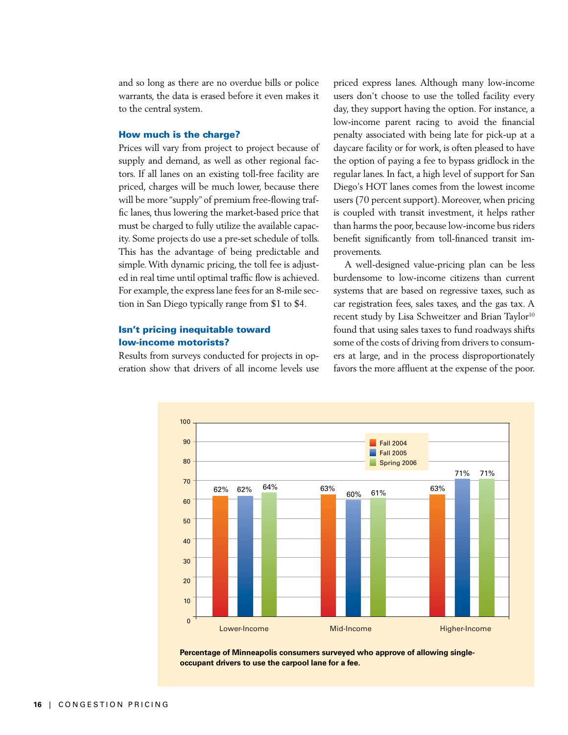and so long as there are no overdue bills or police warrants, the data is erased before it even makes it to the central system.

### How much is the charge?

Prices will vary from project to project because of supply and demand, as well as other regional factors. If all lanes on an existing toll-free facility are priced, charges will be much lower, because there will be more "supply" of premium free-flowing traffic lanes, thus lowering the market-based price that must be charged to fully utilize the available capacity. Some projects do use a pre-set schedule of tolls. This has the advantage of being predictable and simple. With dynamic pricing, the toll fee is adjusted in real time until optimal traffic flow is achieved. For example, the express lane fees for an 8-mile section in San Diego typically range from $1 to $4.

### Isn't pricing inequitable toward low-income motorists?

Results from surveys conducted for projects in operation show that drivers of all income levels use priced express lanes. Although many low-income users don't choose to use the tolled facility every day, they support having the option. For instance, a low-income parent racing to avoid the financial penalty associated with being late for pick-up at a daycare facility or for work, is often pleased to have the option of paying a fee to bypass gridlock in the regular lanes. In fact, a high level of support for San Diego's HOT lanes comes from the lowest income users (70 percent support). Moreover, when pricing is coupled with transit investment, it helps rather than harms the poor, because low-income bus riders benefit significantly from toll-financed transit improvements.

A well-designed value-pricing plan can be less burdensome to low-income citizens than current systems that are based on regressive taxes, such as car registration fees, sales taxes, and the gas tax. A recent study by Lisa Schweitzer and Brian Taylor[10] found that using sales taxes to fund roadways shifts some of the costs of driving from drivers to consumers at large, and in the process disproportionately favors the more affluent at the expense of the poor.

| | Fall 2004 | Fall 2005 | Spring 2006 |
|---|---|---|---|
| Lower-Income | 62% | 62% | 64% |
| Mid-Income | 63% | 60% | 61% |
| Higher-Income | 63% | 71% | 71% |

**Percentage of Minneapolis consumers surveyed who approve of allowing single-occupant drivers to use the carpool lane for a fee.**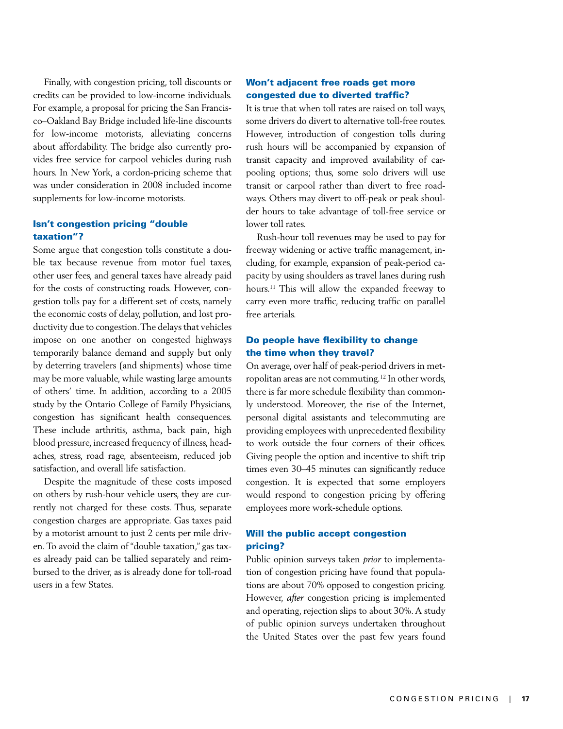Finally, with congestion pricing, toll discounts or credits can be provided to low-income individuals. For example, a proposal for pricing the San Francisco–Oakland Bay Bridge included life-line discounts for low-income motorists, alleviating concerns about affordability. The bridge also currently provides free service for carpool vehicles during rush hours. In New York, a cordon-pricing scheme that was under consideration in 2008 included income supplements for low-income motorists.

### Isn't congestion pricing "double taxation"?

Some argue that congestion tolls constitute a double tax because revenue from motor fuel taxes, other user fees, and general taxes have already paid for the costs of constructing roads. However, congestion tolls pay for a different set of costs, namely the economic costs of delay, pollution, and lost productivity due to congestion. The delays that vehicles impose on one another on congested highways temporarily balance demand and supply but only by deterring travelers (and shipments) whose time may be more valuable, while wasting large amounts of others' time. In addition, according to a 2005 study by the Ontario College of Family Physicians, congestion has significant health consequences. These include arthritis, asthma, back pain, high blood pressure, increased frequency of illness, headaches, stress, road rage, absenteeism, reduced job satisfaction, and overall life satisfaction.

Despite the magnitude of these costs imposed on others by rush-hour vehicle users, they are currently not charged for these costs. Thus, separate congestion charges are appropriate. Gas taxes paid by a motorist amount to just 2 cents per mile driven. To avoid the claim of "double taxation," gas taxes already paid can be tallied separately and reimbursed to the driver, as is already done for toll-road users in a few States.

### Won't adjacent free roads get more congested due to diverted traffic?

It is true that when toll rates are raised on toll ways, some drivers do divert to alternative toll-free routes. However, introduction of congestion tolls during rush hours will be accompanied by expansion of transit capacity and improved availability of carpooling options; thus, some solo drivers will use transit or carpool rather than divert to free roadways. Others may divert to off-peak or peak shoulder hours to take advantage of toll-free service or lower toll rates.

Rush-hour toll revenues may be used to pay for freeway widening or active traffic management, including, for example, expansion of peak-period capacity by using shoulders as travel lanes during rush hours.[11] This will allow the expanded freeway to carry even more traffic, reducing traffic on parallel free arterials.

### Do people have flexibility to change the time when they travel?

On average, over half of peak-period drivers in metropolitan areas are not commuting.[12] In other words, there is far more schedule flexibility than commonly understood. Moreover, the rise of the Internet, personal digital assistants and telecommuting are providing employees with unprecedented flexibility to work outside the four corners of their offices. Giving people the option and incentive to shift trip times even 30–45 minutes can significantly reduce congestion. It is expected that some employers would respond to congestion pricing by offering employees more work-schedule options.

### Will the public accept congestion pricing?

Public opinion surveys taken *prior* to implementation of congestion pricing have found that populations are about 70% opposed to congestion pricing. However, *after* congestion pricing is implemented and operating, rejection slips to about 30%. A study of public opinion surveys undertaken throughout the United States over the past few years found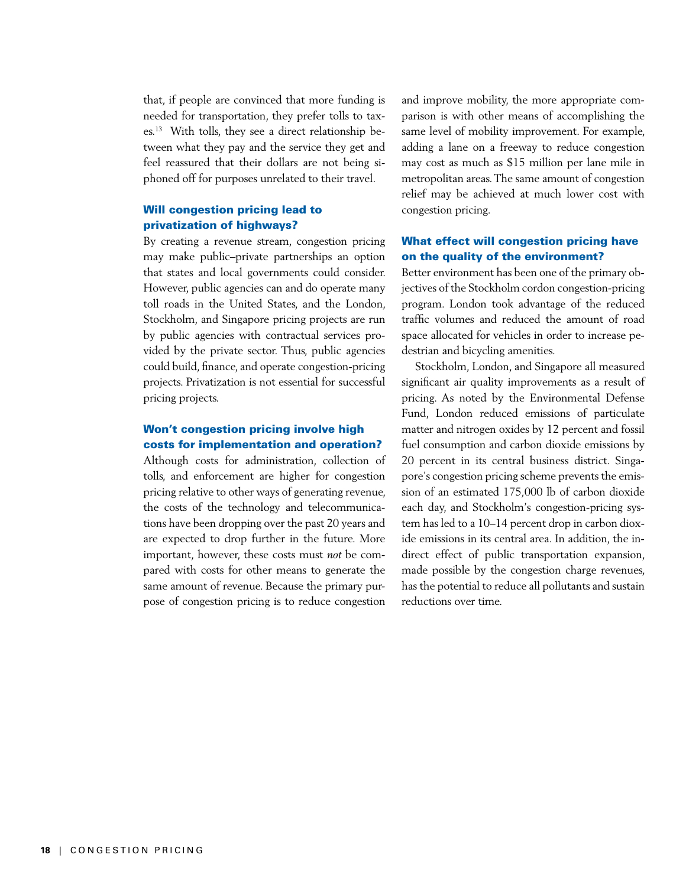that, if people are convinced that more funding is needed for transportation, they prefer tolls to taxes.[13] With tolls, they see a direct relationship between what they pay and the service they get and feel reassured that their dollars are not being siphoned off for purposes unrelated to their travel.

### Will congestion pricing lead to privatization of highways?

By creating a revenue stream, congestion pricing may make public–private partnerships an option that states and local governments could consider. However, public agencies can and do operate many toll roads in the United States, and the London, Stockholm, and Singapore pricing projects are run by public agencies with contractual services provided by the private sector. Thus, public agencies could build, finance, and operate congestion-pricing projects. Privatization is not essential for successful pricing projects.

### Won't congestion pricing involve high costs for implementation and operation?

Although costs for administration, collection of tolls, and enforcement are higher for congestion pricing relative to other ways of generating revenue, the costs of the technology and telecommunications have been dropping over the past 20 years and are expected to drop further in the future. More important, however, these costs must *not* be compared with costs for other means to generate the same amount of revenue. Because the primary purpose of congestion pricing is to reduce congestion and improve mobility, the more appropriate comparison is with other means of accomplishing the same level of mobility improvement. For example, adding a lane on a freeway to reduce congestion may cost as much as $15 million per lane mile in metropolitan areas. The same amount of congestion relief may be achieved at much lower cost with congestion pricing.

### What effect will congestion pricing have on the quality of the environment?

Better environment has been one of the primary objectives of the Stockholm cordon congestion-pricing program. London took advantage of the reduced traffic volumes and reduced the amount of road space allocated for vehicles in order to increase pedestrian and bicycling amenities.

Stockholm, London, and Singapore all measured significant air quality improvements as a result of pricing. As noted by the Environmental Defense Fund, London reduced emissions of particulate matter and nitrogen oxides by 12 percent and fossil fuel consumption and carbon dioxide emissions by 20 percent in its central business district. Singapore's congestion pricing scheme prevents the emission of an estimated 175,000 lb of carbon dioxide each day, and Stockholm's congestion-pricing system has led to a 10–14 percent drop in carbon dioxide emissions in its central area. In addition, the indirect effect of public transportation expansion, made possible by the congestion charge revenues, has the potential to reduce all pollutants and sustain reductions over time.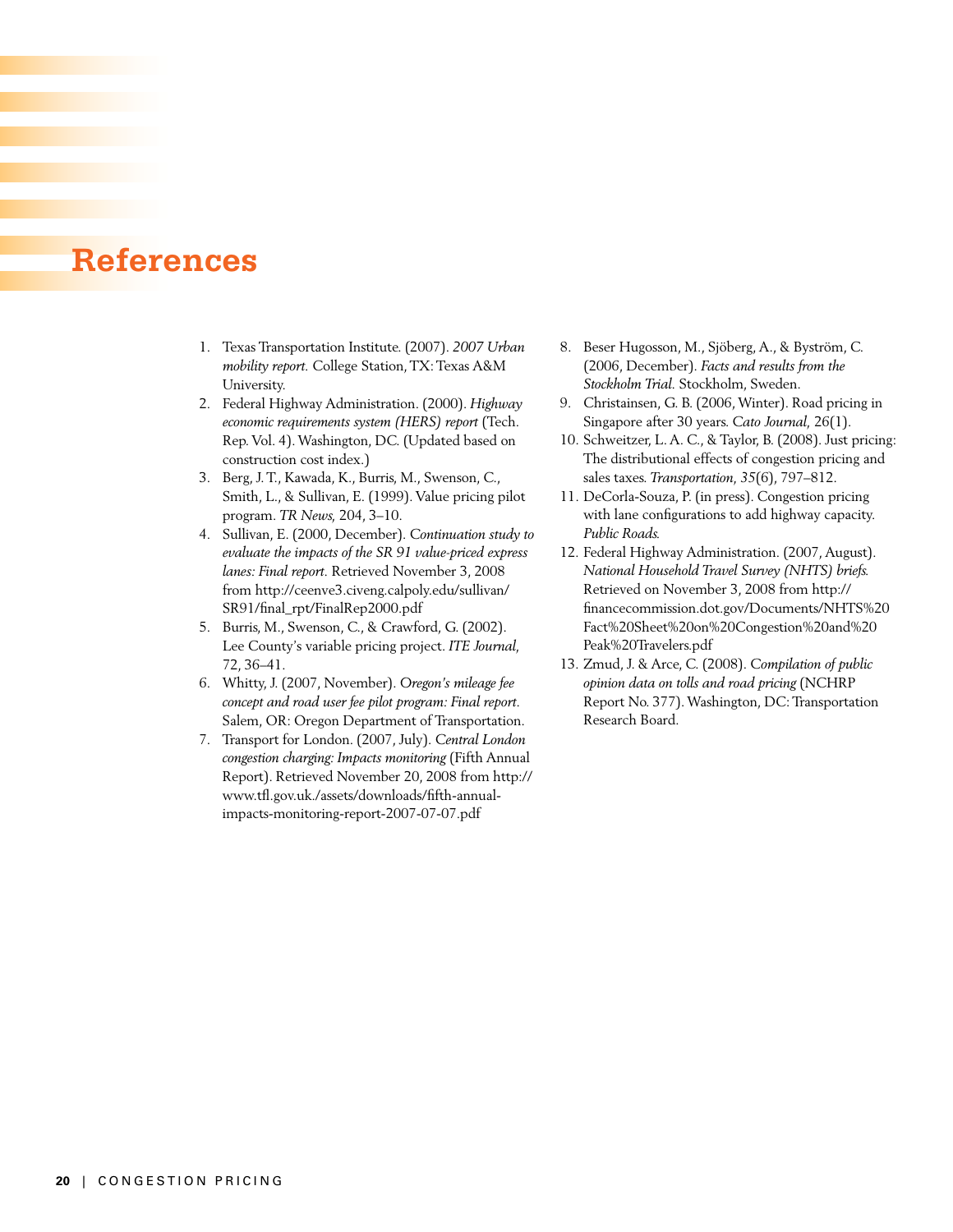# References

1. Texas Transportation Institute. (2007). *2007 Urban mobility report.* College Station, TX: Texas A&M University.
2. Federal Highway Administration. (2000). *Highway economic requirements system (HERS) report* (Tech. Rep. Vol. 4). Washington, DC. (Updated based on construction cost index.)
3. Berg, J. T., Kawada, K., Burris, M., Swenson, C., Smith, L., & Sullivan, E. (1999). Value pricing pilot program. *TR News*, 204, 3–10.
4. Sullivan, E. (2000, December). *Continuation study to evaluate the impacts of the SR 91 value-priced express lanes: Final report.* Retrieved November 3, 2008 from http://ceenve3.civeng.calpoly.edu/sullivan/SR91/final_rpt/FinalRep2000.pdf
5. Burris, M., Swenson, C., & Crawford, G. (2002). Lee County's variable pricing project. *ITE Journal*, 72, 36–41.
6. Whitty, J. (2007, November). *Oregon's mileage fee concept and road user fee pilot program: Final report.* Salem, OR: Oregon Department of Transportation.
7. Transport for London. (2007, July). *Central London congestion charging: Impacts monitoring* (Fifth Annual Report). Retrieved November 20, 2008 from http://www.tfl.gov.uk./assets/downloads/fifth-annual-impacts-monitoring-report-2007-07-07.pdf
8. Beser Hugosson, M., Sjöberg, A., & Byström, C. (2006, December). *Facts and results from the Stockholm Trial.* Stockholm, Sweden.
9. Christainsen, G. B. (2006, Winter). Road pricing in Singapore after 30 years. *Cato Journal*, 26(1).
10. Schweitzer, L. A. C., & Taylor, B. (2008). Just pricing: The distributional effects of congestion pricing and sales taxes. *Transportation*, *35*(6), 797–812.
11. DeCorla-Souza, P. (in press). Congestion pricing with lane configurations to add highway capacity. *Public Roads.*
12. Federal Highway Administration. (2007, August). *National Household Travel Survey (NHTS) briefs.* Retrieved on November 3, 2008 from http://financecommission.dot.gov/Documents/NHTS%20Fact%20Sheet%20on%20Congestion%20and%20Peak%20Travelers.pdf
13. Zmud, J. & Arce, C. (2008). *Compilation of public opinion data on tolls and road pricing* (NCHRP Report No. 377). Washington, DC: Transportation Research Board.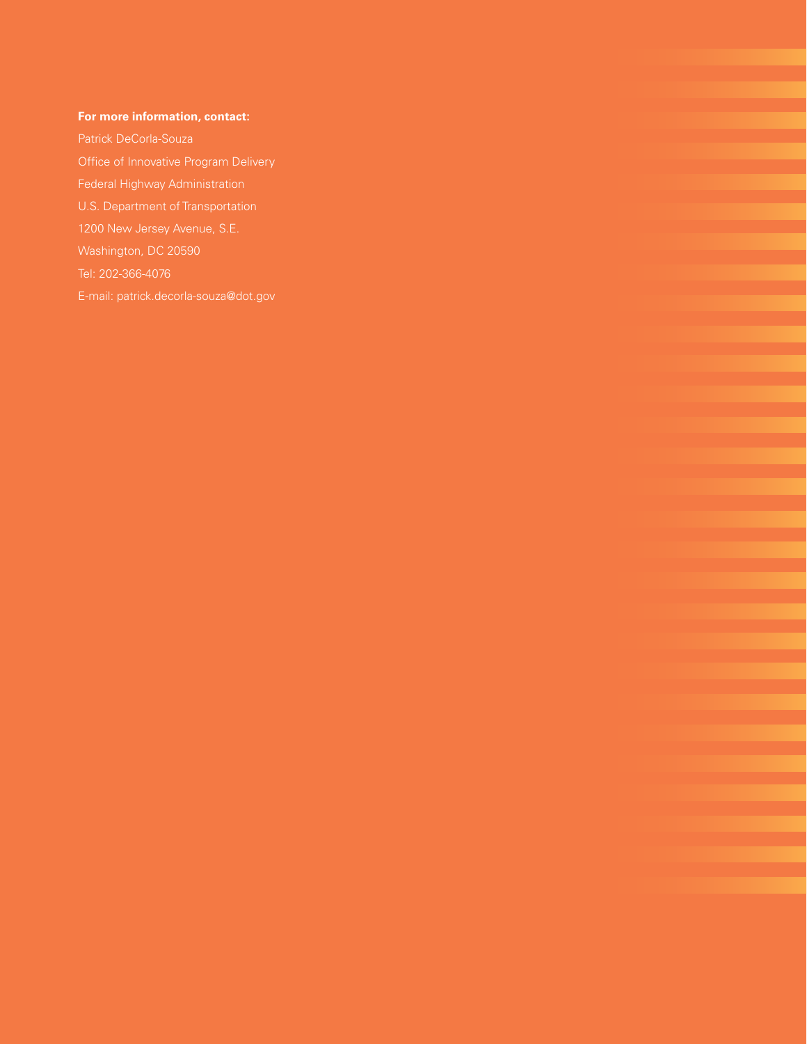**For more information, contact:**

Patrick DeCorla-Souza
Office of Innovative Program Delivery
Federal Highway Administration
U.S. Department of Transportation
1200 New Jersey Avenue, S.E.
Washington, DC 20590
Tel: 202-366-4076
E-mail: patrick.decorla-souza@dot.gov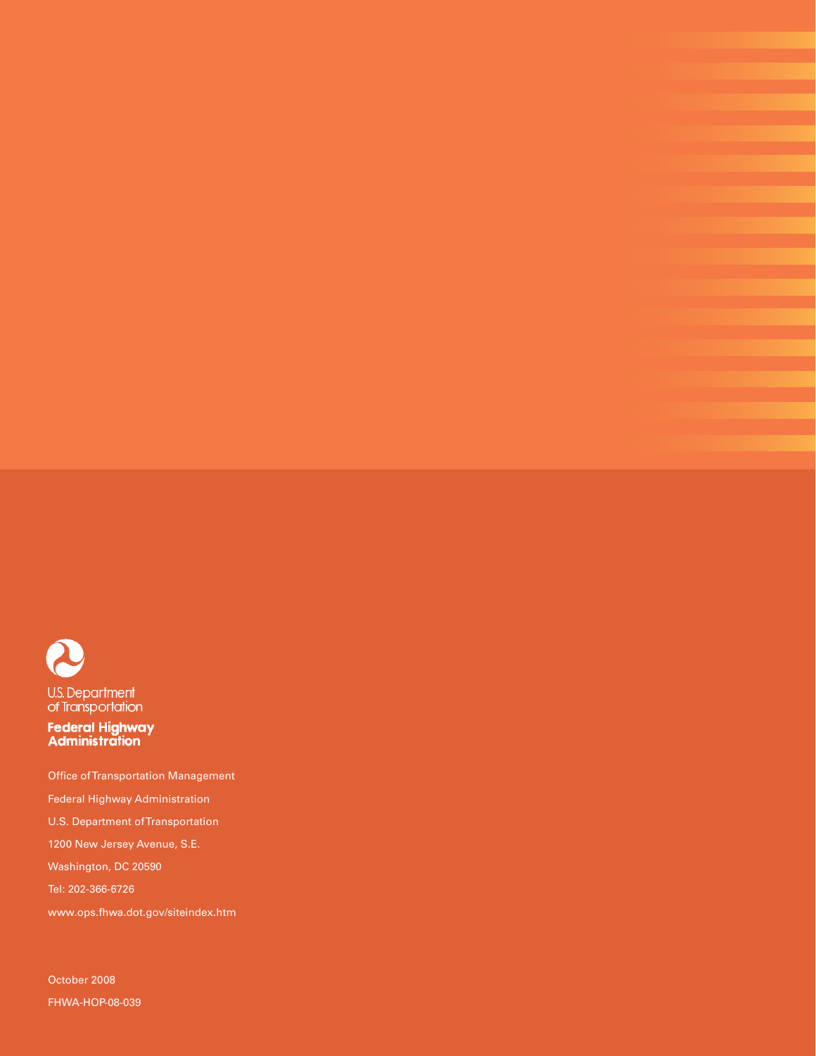U.S. Department of Transportation

**Federal Highway Administration**

Office of Transportation Management

Federal Highway Administration

U.S. Department of Transportation

1200 New Jersey Avenue, S.E.

Washington, DC 20590

Tel: 202-366-6726

www.ops.fhwa.dot.gov/siteindex.htm

October 2008

FHWA-HOP-08-039